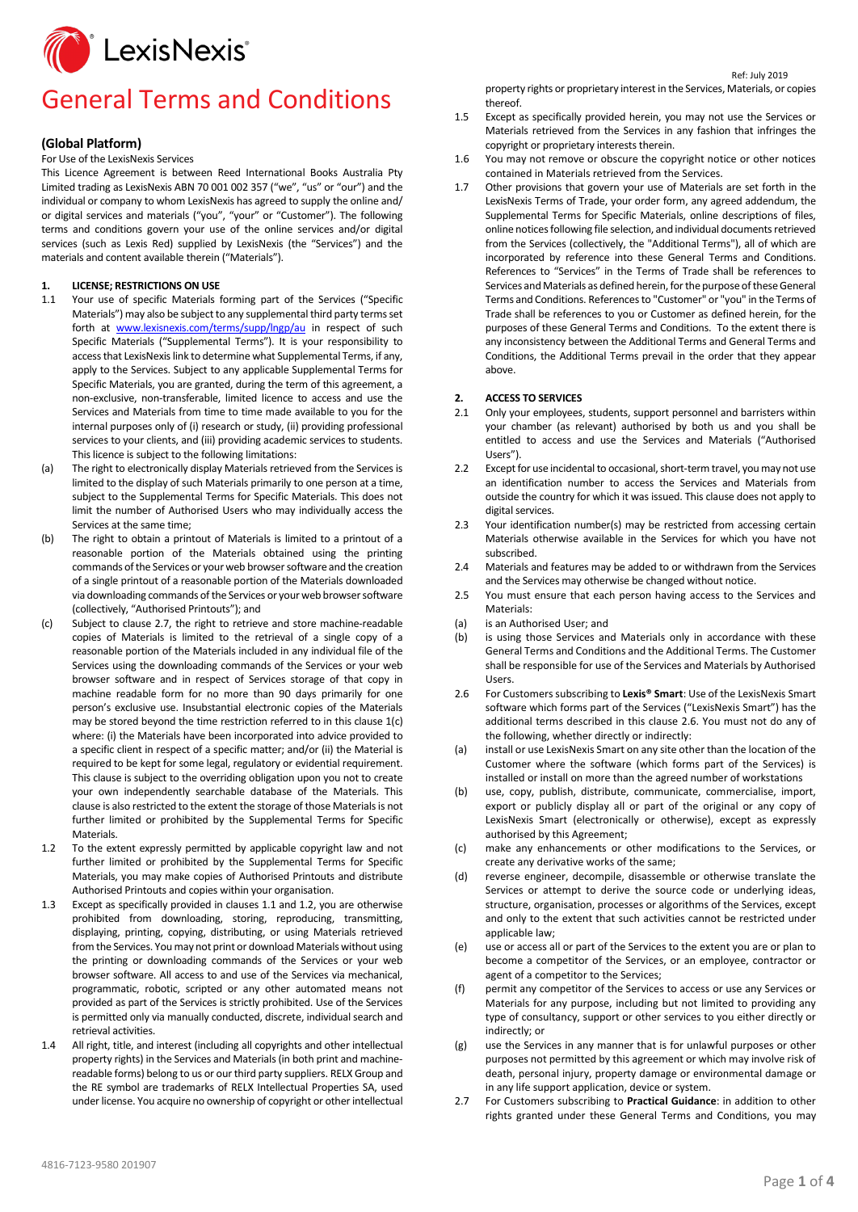# General Terms and Conditions

Ref: July 2019

## (Global Platform)

For Use of the LexisNexis Services

This Licence Agreement is between Reed International Books Australia Pty Limited trading as LexisNexis ABN 70 001 002 357 ("we", "us" or "our") and the individual or company to whom LexisNexis has agreed to supply the online and/or digital services and materials ("you", "your" or "Customer"). The following terms and conditions govern your use of the online services and/or digital services (such as Lexis Red) supplied by LexisNexis (the "Services") and the materials and content available therein ("Materials").

**1. LICENSE; RESTRICTIONS ON USE**

1.1 Your use of specific Materials forming part of the Services ("Specific Materials") may also be subject to any supplemental third party terms set forth at www.lexisnexis.com/terms/supp/lngp/au in respect of such Specific Materials ("Supplemental Terms"). It is your responsibility to access that LexisNexis link to determine what Supplemental Terms, if any, apply to the Services. Subject to any applicable Supplemental Terms for Specific Materials, you are granted, during the term of this agreement, a non-exclusive, non-transferable, limited licence to access and use the Services and Materials from time to time made available to you for the internal purposes only of (i) research or study, (ii) providing professional services to your clients, and (iii) providing academic services to students. This licence is subject to the following limitations:

(a) The right to electronically display Materials retrieved from the Services is limited to the display of such Materials primarily to one person at a time, subject to the Supplemental Terms for Specific Materials. This does not limit the number of Authorised Users who may individually access the Services at the same time;

(b) The right to obtain a printout of Materials is limited to a printout of a reasonable portion of the Materials obtained using the printing commands of the Services or your web browser software and the creation of a single printout of a reasonable portion of the Materials downloaded via downloading commands of the Services or your web browser software (collectively, "Authorised Printouts"); and

(c) Subject to clause 2.7, the right to retrieve and store machine-readable copies of Materials is limited to the retrieval of a single copy of a reasonable portion of the Materials included in any individual file of the Services using the downloading commands of the Services or your web browser software and in respect of Services storage of that copy in machine readable form for no more than 90 days primarily for one person's exclusive use. Insubstantial electronic copies of the Materials may be stored beyond the time restriction referred to in this clause 1(c) where: (i) the Materials have been incorporated into advice provided to a specific client in respect of a specific matter; and/or (ii) the Material is required to be kept for some legal, regulatory or evidential requirement. This clause is subject to the overriding obligation upon you not to create your own independently searchable database of the Materials. This clause is also restricted to the extent the storage of those Materials is not further limited or prohibited by the Supplemental Terms for Specific Materials.

1.2 To the extent expressly permitted by applicable copyright law and not further limited or prohibited by the Supplemental Terms for Specific Materials, you may make copies of Authorised Printouts and distribute Authorised Printouts and copies within your organisation.

1.3 Except as specifically provided in clauses 1.1 and 1.2, you are otherwise prohibited from downloading, storing, reproducing, transmitting, displaying, printing, copying, distributing, or using Materials retrieved from the Services. You may not print or download Materials without using the printing or downloading commands of the Services or your web browser software. All access to and use of the Services via mechanical, programmatic, robotic, scripted or any other automated means not provided as part of the Services is strictly prohibited. Use of the Services is permitted only via manually conducted, discrete, individual search and retrieval activities.

1.4 All right, title, and interest (including all copyrights and other intellectual property rights) in the Services and Materials (in both print and machine-readable forms) belong to us or our third party suppliers. RELX Group and the RE symbol are trademarks of RELX Intellectual Properties SA, used under license. You acquire no ownership of copyright or other intellectual property rights or proprietary interest in the Services, Materials, or copies thereof.

1.5 Except as specifically provided herein, you may not use the Services or Materials retrieved from the Services in any fashion that infringes the copyright or proprietary interests therein.

1.6 You may not remove or obscure the copyright notice or other notices contained in Materials retrieved from the Services.

1.7 Other provisions that govern your use of Materials are set forth in the LexisNexis Terms of Trade, your order form, any agreed addendum, the Supplemental Terms for Specific Materials, online descriptions of files, online notices following file selection, and individual documents retrieved from the Services (collectively, the "Additional Terms"), all of which are incorporated by reference into these General Terms and Conditions. References to "Services" in the Terms of Trade shall be references to Services and Materials as defined herein, for the purpose of these General Terms and Conditions. References to "Customer" or "you" in the Terms of Trade shall be references to you or Customer as defined herein, for the purposes of these General Terms and Conditions. To the extent there is any inconsistency between the Additional Terms and General Terms and Conditions, the Additional Terms prevail in the order that they appear above.

**2. ACCESS TO SERVICES**

2.1 Only your employees, students, support personnel and barristers within your chamber (as relevant) authorised by both us and you shall be entitled to access and use the Services and Materials ("Authorised Users").

2.2 Except for use incidental to occasional, short-term travel, you may not use an identification number to access the Services and Materials from outside the country for which it was issued. This clause does not apply to digital services.

2.3 Your identification number(s) may be restricted from accessing certain Materials otherwise available in the Services for which you have not subscribed.

2.4 Materials and features may be added to or withdrawn from the Services and the Services may otherwise be changed without notice.

2.5 You must ensure that each person having access to the Services and Materials:

(a) is an Authorised User; and

(b) is using those Services and Materials only in accordance with these General Terms and Conditions and the Additional Terms. The Customer shall be responsible for use of the Services and Materials by Authorised Users.

2.6 For Customers subscribing to **Lexis® Smart**: Use of the LexisNexis Smart software which forms part of the Services ("LexisNexis Smart") has the additional terms described in this clause 2.6. You must not do any of the following, whether directly or indirectly:

(a) install or use LexisNexis Smart on any site other than the location of the Customer where the software (which forms part of the Services) is installed or install on more than the agreed number of workstations

(b) use, copy, publish, distribute, communicate, commercialise, import, export or publicly display all or part of the original or any copy of LexisNexis Smart (electronically or otherwise), except as expressly authorised by this Agreement;

(c) make any enhancements or other modifications to the Services, or create any derivative works of the same;

(d) reverse engineer, decompile, disassemble or otherwise translate the Services or attempt to derive the source code or underlying ideas, structure, organisation, processes or algorithms of the Services, except and only to the extent that such activities cannot be restricted under applicable law;

(e) use or access all or part of the Services to the extent you are or plan to become a competitor of the Services, or an employee, contractor or agent of a competitor to the Services;

(f) permit any competitor of the Services to access or use any Services or Materials for any purpose, including but not limited to providing any type of consultancy, support or other services to you either directly or indirectly; or

(g) use the Services in any manner that is for unlawful purposes or other purposes not permitted by this agreement or which may involve risk of death, personal injury, property damage or environmental damage or in any life support application, device or system.

2.7 For Customers subscribing to **Practical Guidance**: in addition to other rights granted under these General Terms and Conditions, you may

4816-7123-9580 201907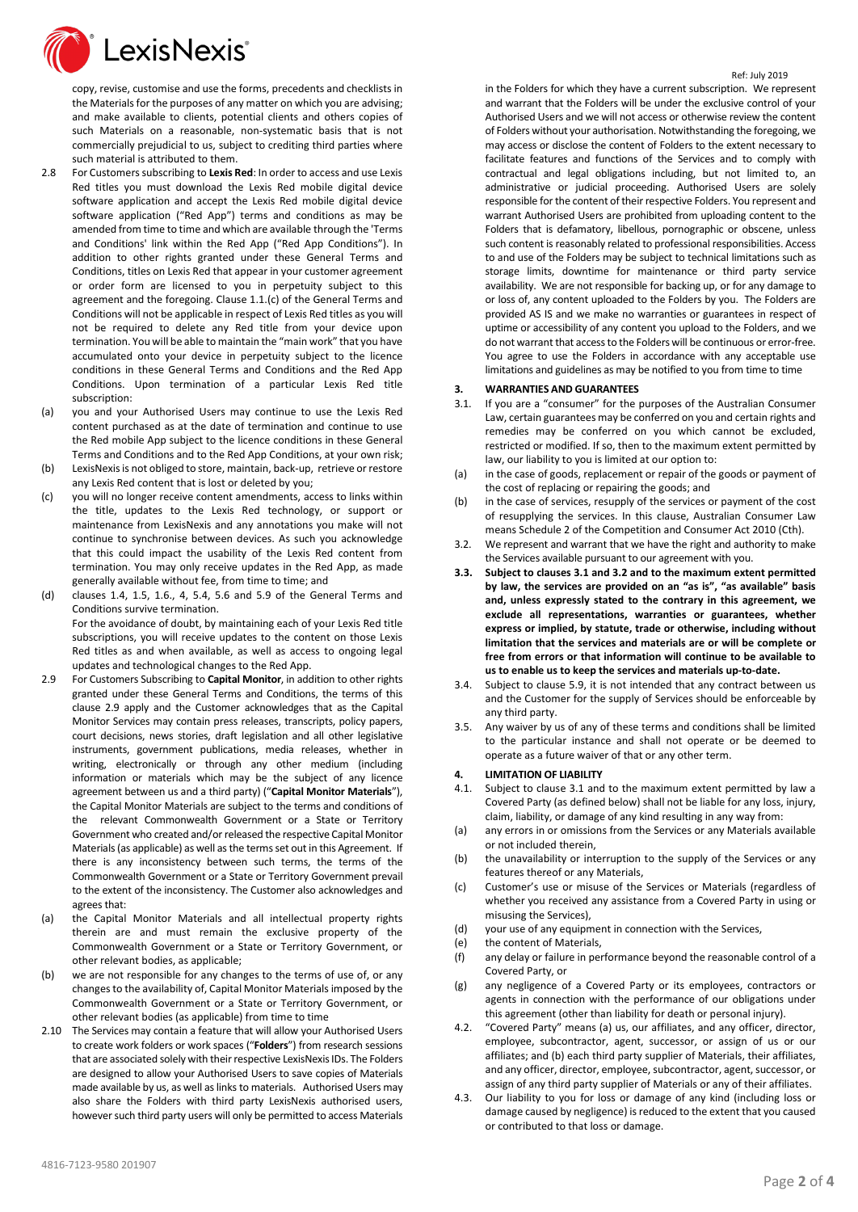copy, revise, customise and use the forms, precedents and checklists in the Materials for the purposes of any matter on which you are advising; and make available to clients, potential clients and others copies of such Materials on a reasonable, non-systematic basis that is not commercially prejudicial to us, subject to crediting third parties where such material is attributed to them.

2.8 For Customers subscribing to **Lexis Red**: In order to access and use Lexis Red titles you must download the Lexis Red mobile digital device software application and accept the Lexis Red mobile digital device software application ("Red App") terms and conditions as may be amended from time to time and which are available through the 'Terms and Conditions' link within the Red App ("Red App Conditions"). In addition to other rights granted under these General Terms and Conditions, titles on Lexis Red that appear in your customer agreement or order form are licensed to you in perpetuity subject to this agreement and the foregoing. Clause 1.1.(c) of the General Terms and Conditions will not be applicable in respect of Lexis Red titles as you will not be required to delete any Red title from your device upon termination. You will be able to maintain the "main work" that you have accumulated onto your device in perpetuity subject to the licence conditions in these General Terms and Conditions and the Red App Conditions. Upon termination of a particular Lexis Red title subscription:

(a) you and your Authorised Users may continue to use the Lexis Red content purchased as at the date of termination and continue to use the Red mobile App subject to the licence conditions in these General Terms and Conditions and to the Red App Conditions, at your own risk;

(b) LexisNexis is not obliged to store, maintain, back-up, retrieve or restore any Lexis Red content that is lost or deleted by you;

(c) you will no longer receive content amendments, access to links within the title, updates to the Lexis Red technology, or support or maintenance from LexisNexis and any annotations you make will not continue to synchronise between devices. As such you acknowledge that this could impact the usability of the Lexis Red content from termination. You may only receive updates in the Red App, as made generally available without fee, from time to time; and

(d) clauses 1.4, 1.5, 1.6., 4, 5.4, 5.6 and 5.9 of the General Terms and Conditions survive termination.

For the avoidance of doubt, by maintaining each of your Lexis Red title subscriptions, you will receive updates to the content on those Lexis Red titles as and when available, as well as access to ongoing legal updates and technological changes to the Red App.

2.9 For Customers Subscribing to **Capital Monitor**, in addition to other rights granted under these General Terms and Conditions, the terms of this clause 2.9 apply and the Customer acknowledges that as the Capital Monitor Services may contain press releases, transcripts, policy papers, court decisions, news stories, draft legislation and all other legislative instruments, government publications, media releases, whether in writing, electronically or through any other medium (including information or materials which may be the subject of any licence agreement between us and a third party) ("**Capital Monitor Materials**"), the Capital Monitor Materials are subject to the terms and conditions of the relevant Commonwealth Government or a State or Territory Government who created and/or released the respective Capital Monitor Materials (as applicable) as well as the terms set out in this Agreement. If there is any inconsistency between such terms, the terms of the Commonwealth Government or a State or Territory Government prevail to the extent of the inconsistency. The Customer also acknowledges and agrees that:

(a) the Capital Monitor Materials and all intellectual property rights therein are and must remain the exclusive property of the Commonwealth Government or a State or Territory Government, or other relevant bodies, as applicable;

(b) we are not responsible for any changes to the terms of use of, or any changes to the availability of, Capital Monitor Materials imposed by the Commonwealth Government or a State or Territory Government, or other relevant bodies (as applicable) from time to time

2.10 The Services may contain a feature that will allow your Authorised Users to create work folders or work spaces ("**Folders**") from research sessions that are associated solely with their respective LexisNexis IDs. The Folders are designed to allow your Authorised Users to save copies of Materials made available by us, as well as links to materials. Authorised Users may also share the Folders with third party LexisNexis authorised users, however such third party users will only be permitted to access Materials in the Folders for which they have a current subscription. We represent and warrant that the Folders will be under the exclusive control of your Authorised Users and we will not access or otherwise review the content of Folders without your authorisation. Notwithstanding the foregoing, we may access or disclose the content of Folders to the extent necessary to facilitate features and functions of the Services and to comply with contractual and legal obligations including, but not limited to, an administrative or judicial proceeding. Authorised Users are solely responsible for the content of their respective Folders. You represent and warrant Authorised Users are prohibited from uploading content to the Folders that is defamatory, libellous, pornographic or obscene, unless such content is reasonably related to professional responsibilities. Access to and use of the Folders may be subject to technical limitations such as storage limits, downtime for maintenance or third party service availability. We are not responsible for backing up, or for any damage to or loss of, any content uploaded to the Folders by you. The Folders are provided AS IS and we make no warranties or guarantees in respect of uptime or accessibility of any content you upload to the Folders, and we do not warrant that access to the Folders will be continuous or error-free. You agree to use the Folders in accordance with any acceptable use limitations and guidelines as may be notified to you from time to time

## 3. WARRANTIES AND GUARANTEES

3.1. If you are a "consumer" for the purposes of the Australian Consumer Law, certain guarantees may be conferred on you and certain rights and remedies may be conferred on you which cannot be excluded, restricted or modified. If so, then to the maximum extent permitted by law, our liability to you is limited at our option to:

(a) in the case of goods, replacement or repair of the goods or payment of the cost of replacing or repairing the goods; and

(b) in the case of services, resupply of the services or payment of the cost of resupplying the services. In this clause, Australian Consumer Law means Schedule 2 of the Competition and Consumer Act 2010 (Cth).

3.2. We represent and warrant that we have the right and authority to make the Services available pursuant to our agreement with you.

**3.3. Subject to clauses 3.1 and 3.2 and to the maximum extent permitted by law, the services are provided on an "as is", "as available" basis and, unless expressly stated to the contrary in this agreement, we exclude all representations, warranties or guarantees, whether express or implied, by statute, trade or otherwise, including without limitation that the services and materials are or will be complete or free from errors or that information will continue to be available to us to enable us to keep the services and materials up-to-date.**

3.4. Subject to clause 5.9, it is not intended that any contract between us and the Customer for the supply of Services should be enforceable by any third party.

3.5. Any waiver by us of any of these terms and conditions shall be limited to the particular instance and shall not operate or be deemed to operate as a future waiver of that or any other term.

## 4. LIMITATION OF LIABILITY

4.1. Subject to clause 3.1 and to the maximum extent permitted by law a Covered Party (as defined below) shall not be liable for any loss, injury, claim, liability, or damage of any kind resulting in any way from:

(a) any errors in or omissions from the Services or any Materials available or not included therein,

(b) the unavailability or interruption to the supply of the Services or any features thereof or any Materials,

(c) Customer's use or misuse of the Services or Materials (regardless of whether you received any assistance from a Covered Party in using or misusing the Services),

(d) your use of any equipment in connection with the Services,

(e) the content of Materials,

(f) any delay or failure in performance beyond the reasonable control of a Covered Party, or

(g) any negligence of a Covered Party or its employees, contractors or agents in connection with the performance of our obligations under this agreement (other than liability for death or personal injury).

4.2. "Covered Party" means (a) us, our affiliates, and any officer, director, employee, subcontractor, agent, successor, or assign of us or our affiliates; and (b) each third party supplier of Materials, their affiliates, and any officer, director, employee, subcontractor, agent, successor, or assign of any third party supplier of Materials or any of their affiliates.

4.3. Our liability to you for loss or damage of any kind (including loss or damage caused by negligence) is reduced to the extent that you caused or contributed to that loss or damage.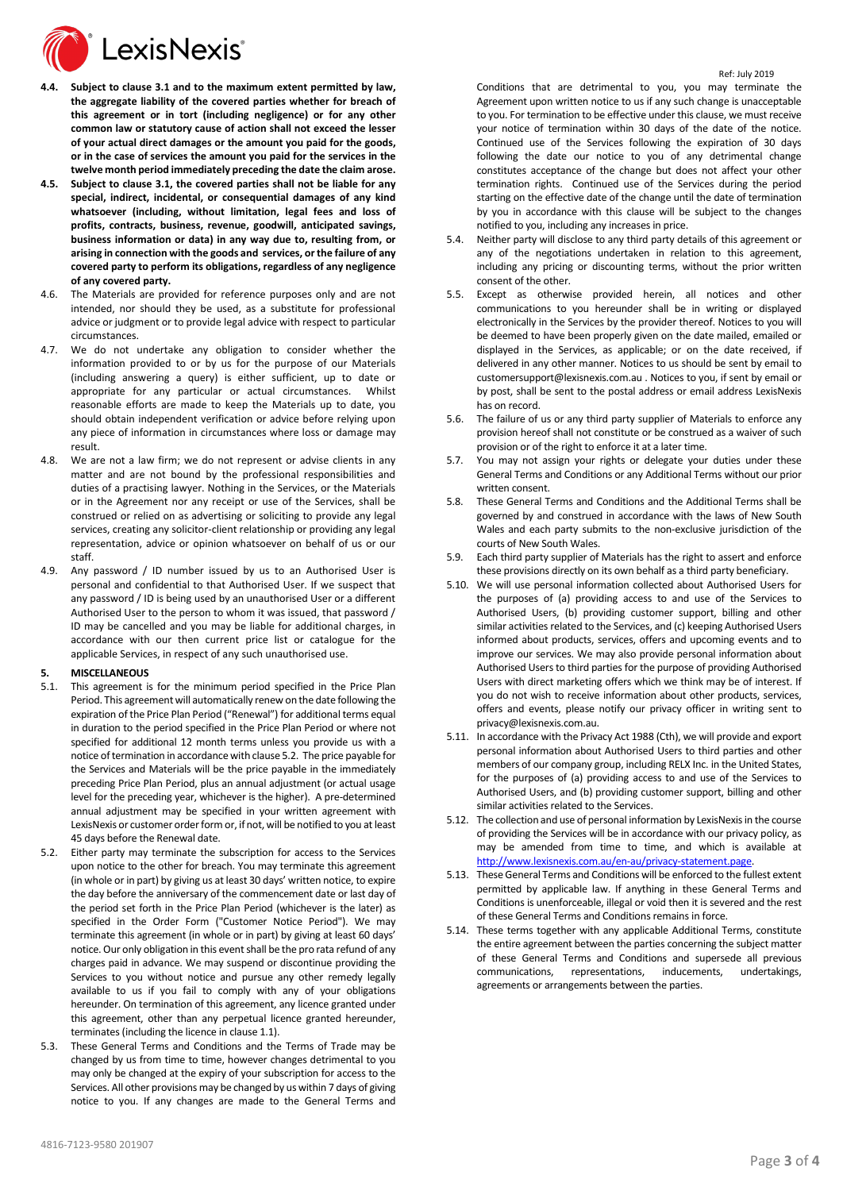**4.4. Subject to clause 3.1 and to the maximum extent permitted by law, the aggregate liability of the covered parties whether for breach of this agreement or in tort (including negligence) or for any other common law or statutory cause of action shall not exceed the lesser of your actual direct damages or the amount you paid for the goods, or in the case of services the amount you paid for the services in the twelve month period immediately preceding the date the claim arose.**

**4.5. Subject to clause 3.1, the covered parties shall not be liable for any special, indirect, incidental, or consequential damages of any kind whatsoever (including, without limitation, legal fees and loss of profits, contracts, business, revenue, goodwill, anticipated savings, business information or data) in any way due to, resulting from, or arising in connection with the goods and services, or the failure of any covered party to perform its obligations, regardless of any negligence of any covered party.**

4.6. The Materials are provided for reference purposes only and are not intended, nor should they be used, as a substitute for professional advice or judgment or to provide legal advice with respect to particular circumstances.

4.7. We do not undertake any obligation to consider whether the information provided to or by us for the purpose of our Materials (including answering a query) is either sufficient, up to date or appropriate for any particular or actual circumstances. Whilst reasonable efforts are made to keep the Materials up to date, you should obtain independent verification or advice before relying upon any piece of information in circumstances where loss or damage may result.

4.8. We are not a law firm; we do not represent or advise clients in any matter and are not bound by the professional responsibilities and duties of a practising lawyer. Nothing in the Services, or the Materials or in the Agreement nor any receipt or use of the Services, shall be construed or relied on as advertising or soliciting to provide any legal services, creating any solicitor-client relationship or providing any legal representation, advice or opinion whatsoever on behalf of us or our staff.

4.9. Any password / ID number issued by us to an Authorised User is personal and confidential to that Authorised User. If we suspect that any password / ID is being used by an unauthorised User or a different Authorised User to the person to whom it was issued, that password / ID may be cancelled and you may be liable for additional charges, in accordance with our then current price list or catalogue for the applicable Services, in respect of any such unauthorised use.

## 5. MISCELLANEOUS

5.1. This agreement is for the minimum period specified in the Price Plan Period. This agreement will automatically renew on the date following the expiration of the Price Plan Period ("Renewal") for additional terms equal in duration to the period specified in the Price Plan Period or where not specified for additional 12 month terms unless you provide us with a notice of termination in accordance with clause 5.2. The price payable for the Services and Materials will be the price payable in the immediately preceding Price Plan Period, plus an annual adjustment (or actual usage level for the preceding year, whichever is the higher). A pre-determined annual adjustment may be specified in your written agreement with LexisNexis or customer order form or, if not, will be notified to you at least 45 days before the Renewal date.

5.2. Either party may terminate the subscription for access to the Services upon notice to the other for breach. You may terminate this agreement (in whole or in part) by giving us at least 30 days' written notice, to expire the day before the anniversary of the commencement date or last day of the period set forth in the Price Plan Period (whichever is the later) as specified in the Order Form ("Customer Notice Period"). We may terminate this agreement (in whole or in part) by giving at least 60 days' notice. Our only obligation in this event shall be the pro rata refund of any charges paid in advance. We may suspend or discontinue providing the Services to you without notice and pursue any other remedy legally available to us if you fail to comply with any of your obligations hereunder. On termination of this agreement, any licence granted under this agreement, other than any perpetual licence granted hereunder, terminates (including the licence in clause 1.1).

5.3. These General Terms and Conditions and the Terms of Trade may be changed by us from time to time, however changes detrimental to you may only be changed at the expiry of your subscription for access to the Services. All other provisions may be changed by us within 7 days of giving notice to you. If any changes are made to the General Terms and Conditions that are detrimental to you, you may terminate the Agreement upon written notice to us if any such change is unacceptable to you. For termination to be effective under this clause, we must receive your notice of termination within 30 days of the date of the notice. Continued use of the Services following the expiration of 30 days following the date our notice to you of any detrimental change constitutes acceptance of the change but does not affect your other termination rights. Continued use of the Services during the period starting on the effective date of the change until the date of termination by you in accordance with this clause will be subject to the changes notified to you, including any increases in price.

5.4. Neither party will disclose to any third party details of this agreement or any of the negotiations undertaken in relation to this agreement, including any pricing or discounting terms, without the prior written consent of the other.

5.5. Except as otherwise provided herein, all notices and other communications to you hereunder shall be in writing or displayed electronically in the Services by the provider thereof. Notices to you will be deemed to have been properly given on the date mailed, emailed or displayed in the Services, as applicable; or on the date received, if delivered in any other manner. Notices to us should be sent by email to customersupport@lexisnexis.com.au . Notices to you, if sent by email or by post, shall be sent to the postal address or email address LexisNexis has on record.

5.6. The failure of us or any third party supplier of Materials to enforce any provision hereof shall not constitute or be construed as a waiver of such provision or of the right to enforce it at a later time.

5.7. You may not assign your rights or delegate your duties under these General Terms and Conditions or any Additional Terms without our prior written consent.

5.8. These General Terms and Conditions and the Additional Terms shall be governed by and construed in accordance with the laws of New South Wales and each party submits to the non-exclusive jurisdiction of the courts of New South Wales.

5.9. Each third party supplier of Materials has the right to assert and enforce these provisions directly on its own behalf as a third party beneficiary.

5.10. We will use personal information collected about Authorised Users for the purposes of (a) providing access to and use of the Services to Authorised Users, (b) providing customer support, billing and other similar activities related to the Services, and (c) keeping Authorised Users informed about products, services, offers and upcoming events and to improve our services. We may also provide personal information about Authorised Users to third parties for the purpose of providing Authorised Users with direct marketing offers which we think may be of interest. If you do not wish to receive information about other products, services, offers and events, please notify our privacy officer in writing sent to privacy@lexisnexis.com.au.

5.11. In accordance with the Privacy Act 1988 (Cth), we will provide and export personal information about Authorised Users to third parties and other members of our company group, including RELX Inc. in the United States, for the purposes of (a) providing access to and use of the Services to Authorised Users, and (b) providing customer support, billing and other similar activities related to the Services.

5.12. The collection and use of personal information by LexisNexis in the course of providing the Services will be in accordance with our privacy policy, as may be amended from time to time, and which is available at http://www.lexisnexis.com.au/en-au/privacy-statement.page.

5.13. These General Terms and Conditions will be enforced to the fullest extent permitted by applicable law. If anything in these General Terms and Conditions is unenforceable, illegal or void then it is severed and the rest of these General Terms and Conditions remains in force.

5.14. These terms together with any applicable Additional Terms, constitute the entire agreement between the parties concerning the subject matter of these General Terms and Conditions and supersede all previous communications, representations, inducements, undertakings, agreements or arrangements between the parties.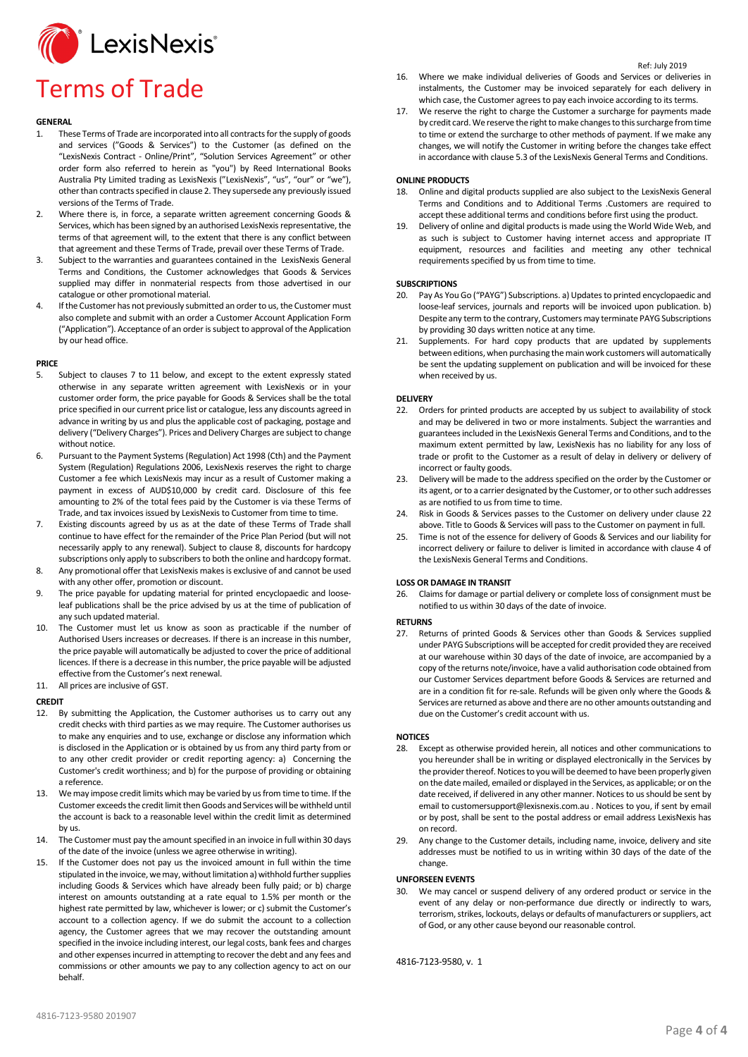# Terms of Trade

Ref: July 2019

## GENERAL

1. These Terms of Trade are incorporated into all contracts for the supply of goods and services ("Goods & Services") to the Customer (as defined on the "LexisNexis Contract - Online/Print", "Solution Services Agreement" or other order form also referred to herein as "you") by Reed International Books Australia Pty Limited trading as LexisNexis ("LexisNexis", "us", "our" or "we"), other than contracts specified in clause 2. They supersede any previously issued versions of the Terms of Trade.
2. Where there is, in force, a separate written agreement concerning Goods & Services, which has been signed by an authorised LexisNexis representative, the terms of that agreement will, to the extent that there is any conflict between that agreement and these Terms of Trade, prevail over these Terms of Trade.
3. Subject to the warranties and guarantees contained in the LexisNexis General Terms and Conditions, the Customer acknowledges that Goods & Services supplied may differ in nonmaterial respects from those advertised in our catalogue or other promotional material.
4. If the Customer has not previously submitted an order to us, the Customer must also complete and submit with an order a Customer Account Application Form ("Application"). Acceptance of an order is subject to approval of the Application by our head office.

## PRICE

5. Subject to clauses 7 to 11 below, and except to the extent expressly stated otherwise in any separate written agreement with LexisNexis or in your customer order form, the price payable for Goods & Services shall be the total price specified in our current price list or catalogue, less any discounts agreed in advance in writing by us and plus the applicable cost of packaging, postage and delivery ("Delivery Charges"). Prices and Delivery Charges are subject to change without notice.
6. Pursuant to the Payment Systems (Regulation) Act 1998 (Cth) and the Payment System (Regulation) Regulations 2006, LexisNexis reserves the right to charge Customer a fee which LexisNexis may incur as a result of Customer making a payment in excess of AUD$10,000 by credit card. Disclosure of this fee amounting to 2% of the total fees paid by the Customer is via these Terms of Trade, and tax invoices issued by LexisNexis to Customer from time to time.
7. Existing discounts agreed by us as at the date of these Terms of Trade shall continue to have effect for the remainder of the Price Plan Period (but will not necessarily apply to any renewal). Subject to clause 8, discounts for hardcopy subscriptions only apply to subscribers to both the online and hardcopy format.
8. Any promotional offer that LexisNexis makes is exclusive of and cannot be used with any other offer, promotion or discount.
9. The price payable for updating material for printed encyclopaedic and loose-leaf publications shall be the price advised by us at the time of publication of any such updated material.
10. The Customer must let us know as soon as practicable if the number of Authorised Users increases or decreases. If there is an increase in this number, the price payable will automatically be adjusted to cover the price of additional licences. If there is a decrease in this number, the price payable will be adjusted effective from the Customer's next renewal.
11. All prices are inclusive of GST.

## CREDIT

12. By submitting the Application, the Customer authorises us to carry out any credit checks with third parties as we may require. The Customer authorises us to make any enquiries and to use, exchange or disclose any information which is disclosed in the Application or is obtained by us from any third party from or to any other credit provider or credit reporting agency: a) Concerning the Customer's credit worthiness; and b) for the purpose of providing or obtaining a reference.
13. We may impose credit limits which may be varied by us from time to time. If the Customer exceeds the credit limit then Goods and Services will be withheld until the account is back to a reasonable level within the credit limit as determined by us.
14. The Customer must pay the amount specified in an invoice in full within 30 days of the date of the invoice (unless we agree otherwise in writing).
15. If the Customer does not pay us the invoiced amount in full within the time stipulated in the invoice, we may, without limitation a) withhold further supplies including Goods & Services which have already been fully paid; or b) charge interest on amounts outstanding at a rate equal to 1.5% per month or the highest rate permitted by law, whichever is lower; or c) submit the Customer's account to a collection agency. If we do submit the account to a collection agency, the Customer agrees that we may recover the outstanding amount specified in the invoice including interest, our legal costs, bank fees and charges and other expenses incurred in attempting to recover the debt and any fees and commissions or other amounts we pay to any collection agency to act on our behalf.
16. Where we make individual deliveries of Goods and Services or deliveries in instalments, the Customer may be invoiced separately for each delivery in which case, the Customer agrees to pay each invoice according to its terms.
17. We reserve the right to charge the Customer a surcharge for payments made by credit card. We reserve the right to make changes to this surcharge from time to time or extend the surcharge to other methods of payment. If we make any changes, we will notify the Customer in writing before the changes take effect in accordance with clause 5.3 of the LexisNexis General Terms and Conditions.

## ONLINE PRODUCTS

18. Online and digital products supplied are also subject to the LexisNexis General Terms and Conditions and to Additional Terms .Customers are required to accept these additional terms and conditions before first using the product.
19. Delivery of online and digital products is made using the World Wide Web, and as such is subject to Customer having internet access and appropriate IT equipment, resources and facilities and meeting any other technical requirements specified by us from time to time.

## SUBSCRIPTIONS

20. Pay As You Go ("PAYG") Subscriptions. a) Updates to printed encyclopaedic and loose-leaf services, journals and reports will be invoiced upon publication. b) Despite any term to the contrary, Customers may terminate PAYG Subscriptions by providing 30 days written notice at any time.
21. Supplements. For hard copy products that are updated by supplements between editions, when purchasing the main work customers will automatically be sent the updating supplement on publication and will be invoiced for these when received by us.

## DELIVERY

22. Orders for printed products are accepted by us subject to availability of stock and may be delivered in two or more instalments. Subject the warranties and guarantees included in the LexisNexis General Terms and Conditions, and to the maximum extent permitted by law, LexisNexis has no liability for any loss of trade or profit to the Customer as a result of delay in delivery or delivery of incorrect or faulty goods.
23. Delivery will be made to the address specified on the order by the Customer or its agent, or to a carrier designated by the Customer, or to other such addresses as are notified to us from time to time.
24. Risk in Goods & Services passes to the Customer on delivery under clause 22 above. Title to Goods & Services will pass to the Customer on payment in full.
25. Time is not of the essence for delivery of Goods & Services and our liability for incorrect delivery or failure to deliver is limited in accordance with clause 4 of the LexisNexis General Terms and Conditions.

## LOSS OR DAMAGE IN TRANSIT

26. Claims for damage or partial delivery or complete loss of consignment must be notified to us within 30 days of the date of invoice.

## RETURNS

27. Returns of printed Goods & Services other than Goods & Services supplied under PAYG Subscriptions will be accepted for credit provided they are received at our warehouse within 30 days of the date of invoice, are accompanied by a copy of the returns note/invoice, have a valid authorisation code obtained from our Customer Services department before Goods & Services are returned and are in a condition fit for re-sale. Refunds will be given only where the Goods & Services are returned as above and there are no other amounts outstanding and due on the Customer's credit account with us.

## NOTICES

28. Except as otherwise provided herein, all notices and other communications to you hereunder shall be in writing or displayed electronically in the Services by the provider thereof. Notices to you will be deemed to have been properly given on the date mailed, emailed or displayed in the Services, as applicable; or on the date received, if delivered in any other manner. Notices to us should be sent by email to customersupport@lexisnexis.com.au . Notices to you, if sent by email or by post, shall be sent to the postal address or email address LexisNexis has on record.
29. Any change to the Customer details, including name, invoice, delivery and site addresses must be notified to us in writing within 30 days of the date of the change.

## UNFORSEEN EVENTS

30. We may cancel or suspend delivery of any ordered product or service in the event of any delay or non-performance due directly or indirectly to wars, terrorism, strikes, lockouts, delays or defaults of manufacturers or suppliers, act of God, or any other cause beyond our reasonable control.

4816-7123-9580, v. 1